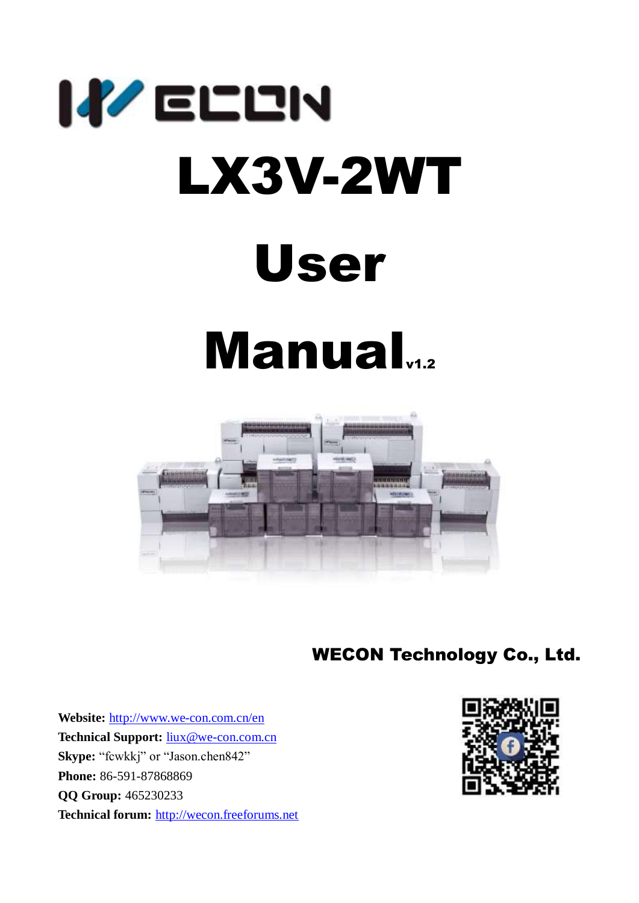# LX3V-2WT

# User Manual v1.2

**WECON Technology Co., Ltd.**

**Website:** http://www.we-con.com.cn/en
**Technical Support:** liux@we-con.com.cn
**Skype:** "fcwkkj" or "Jason.chen842"
**Phone:** 86-591-87868869
**QQ Group:** 465230233
**Technical forum:** http://wecon.freeforums.net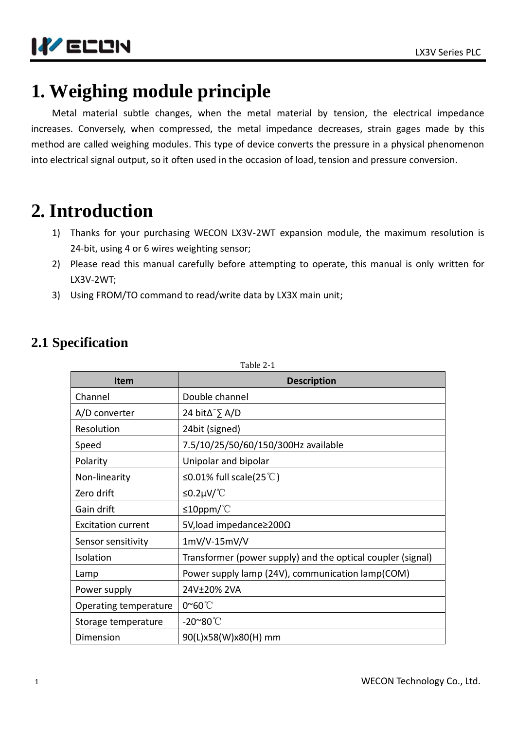# 1. Weighing module principle

Metal material subtle changes, when the metal material by tension, the electrical impedance increases. Conversely, when compressed, the metal impedance decreases, strain gages made by this method are called weighing modules. This type of device converts the pressure in a physical phenomenon into electrical signal output, so it often used in the occasion of load, tension and pressure conversion.

# 2. Introduction

1) Thanks for your purchasing WECON LX3V-2WT expansion module, the maximum resolution is 24-bit, using 4 or 6 wires weighting sensor;
2) Please read this manual carefully before attempting to operate, this manual is only written for LX3V-2WT;
3) Using FROM/TO command to read/write data by LX3X main unit;

## 2.1 Specification

Table 2-1

| Item | Description |
|---|---|
| Channel | Double channel |
| A/D converter | 24 bitΔ¯∑ A/D |
| Resolution | 24bit (signed) |
| Speed | 7.5/10/25/50/60/150/300Hz available |
| Polarity | Unipolar and bipolar |
| Non-linearity | ≤0.01% full scale(25℃) |
| Zero drift | ≤0.2μV/℃ |
| Gain drift | ≤10ppm/℃ |
| Excitation current | 5V,load impedance≥200Ω |
| Sensor sensitivity | 1mV/V-15mV/V |
| Isolation | Transformer (power supply) and the optical coupler (signal) |
| Lamp | Power supply lamp (24V), communication lamp(COM) |
| Power supply | 24V±20% 2VA |
| Operating temperature | 0~60℃ |
| Storage temperature | -20~80℃ |
| Dimension | 90(L)x58(W)x80(H) mm |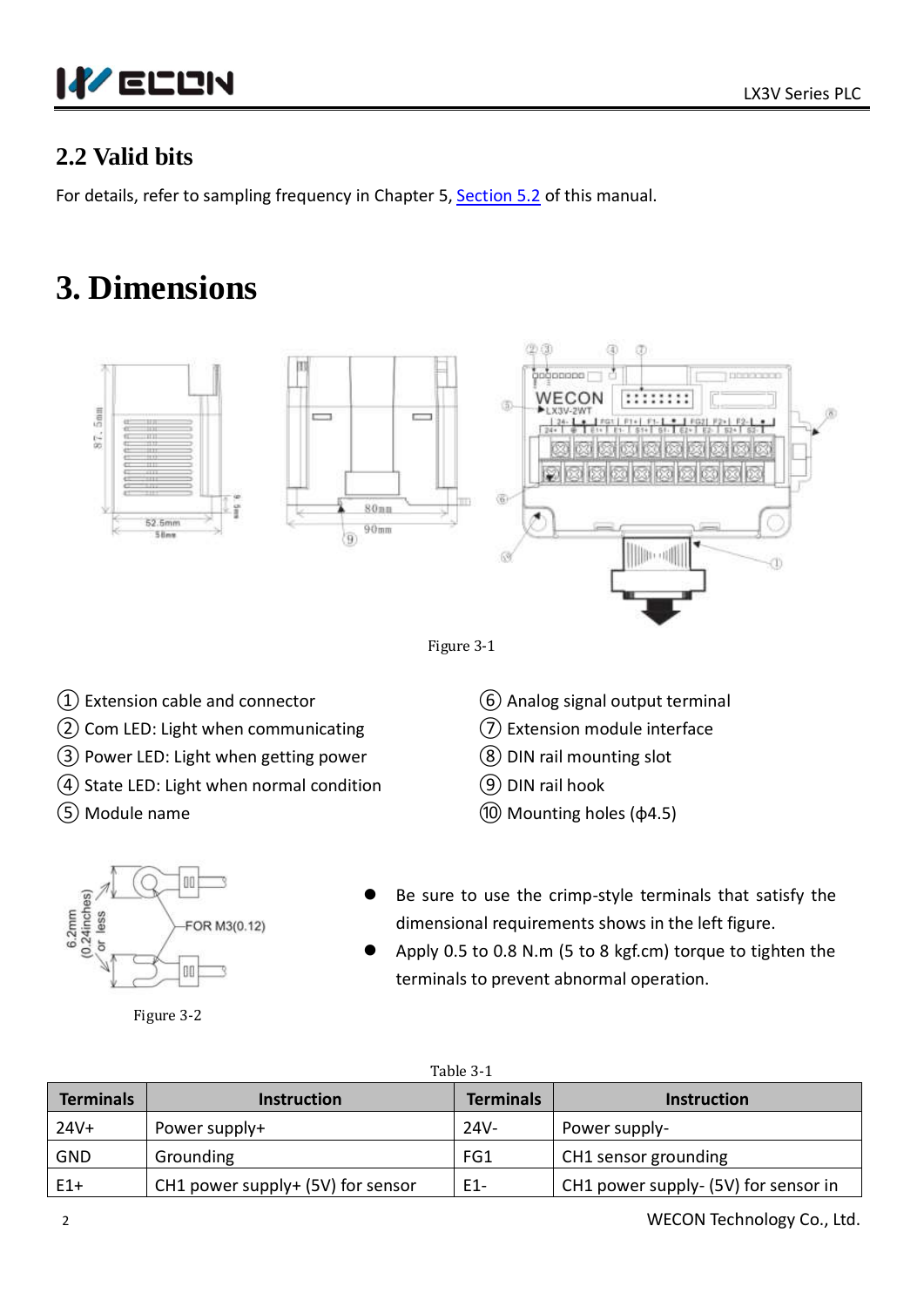## 2.2 Valid bits

For details, refer to sampling frequency in Chapter 5, Section 5.2 of this manual.

# 3. Dimensions

Figure 3-1

① Extension cable and connector
② Com LED: Light when communicating
③ Power LED: Light when getting power
④ State LED: Light when normal condition
⑤ Module name
⑥ Analog signal output terminal
⑦ Extension module interface
⑧ DIN rail mounting slot
⑨ DIN rail hook
⑩ Mounting holes (ϕ4.5)

Figure 3-2

- Be sure to use the crimp-style terminals that satisfy the dimensional requirements shows in the left figure.
- Apply 0.5 to 0.8 N.m (5 to 8 kgf.cm) torque to tighten the terminals to prevent abnormal operation.

Table 3-1

| Terminals | Instruction | Terminals | Instruction |
|---|---|---|---|
| 24V+ | Power supply+ | 24V- | Power supply- |
| GND | Grounding | FG1 | CH1 sensor grounding |
| E1+ | CH1 power supply+ (5V) for sensor | E1- | CH1 power supply- (5V) for sensor in |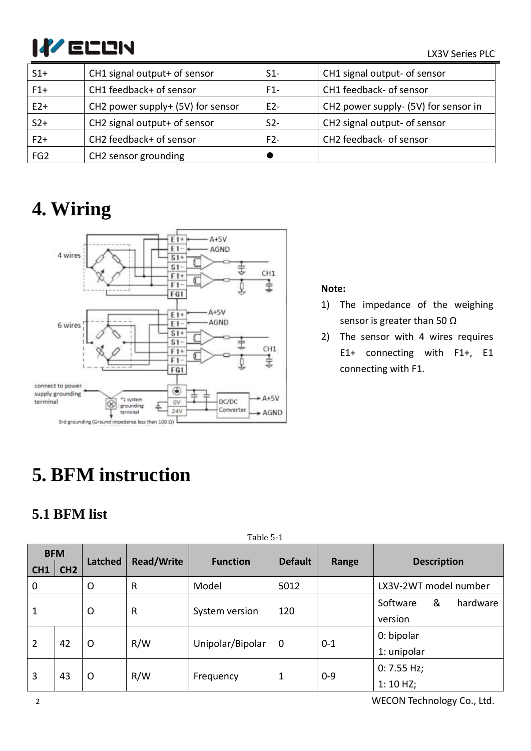| S1+ | CH1 signal output+ of sensor | S1- | CH1 signal output- of sensor |
|---|---|---|---|
| F1+ | CH1 feedback+ of sensor | F1- | CH1 feedback- of sensor |
| E2+ | CH2 power supply+ (5V) for sensor | E2- | CH2 power supply- (5V) for sensor in |
| S2+ | CH2 signal output+ of sensor | S2- | CH2 signal output- of sensor |
| F2+ | CH2 feedback+ of sensor | F2- | CH2 feedback- of sensor |
| FG2 | CH2 sensor grounding | ● | |

# 4. Wiring

**Note:**

1) The impedance of the weighing sensor is greater than 50 Ω
2) The sensor with 4 wires requires E1+ connecting with F1+, E1 connecting with F1.

# 5. BFM instruction

## 5.1 BFM list

Table 5-1

| BFM | | Latched | Read/Write | Function | Default | Range | Description |
|---|---|---|---|---|---|---|---|
| CH1 | CH2 | | | | | | |
| 0 | | O | R | Model | 5012 | | LX3V-2WT model number |
| 1 | | O | R | System version | 120 | | Software & hardware version |
| 2 | 42 | O | R/W | Unipolar/Bipolar | 0 | 0-1 | 0: bipolar<br>1: unipolar |
| 3 | 43 | O | R/W | Frequency | 1 | 0-9 | 0: 7.55 Hz;<br>1: 10 HZ; |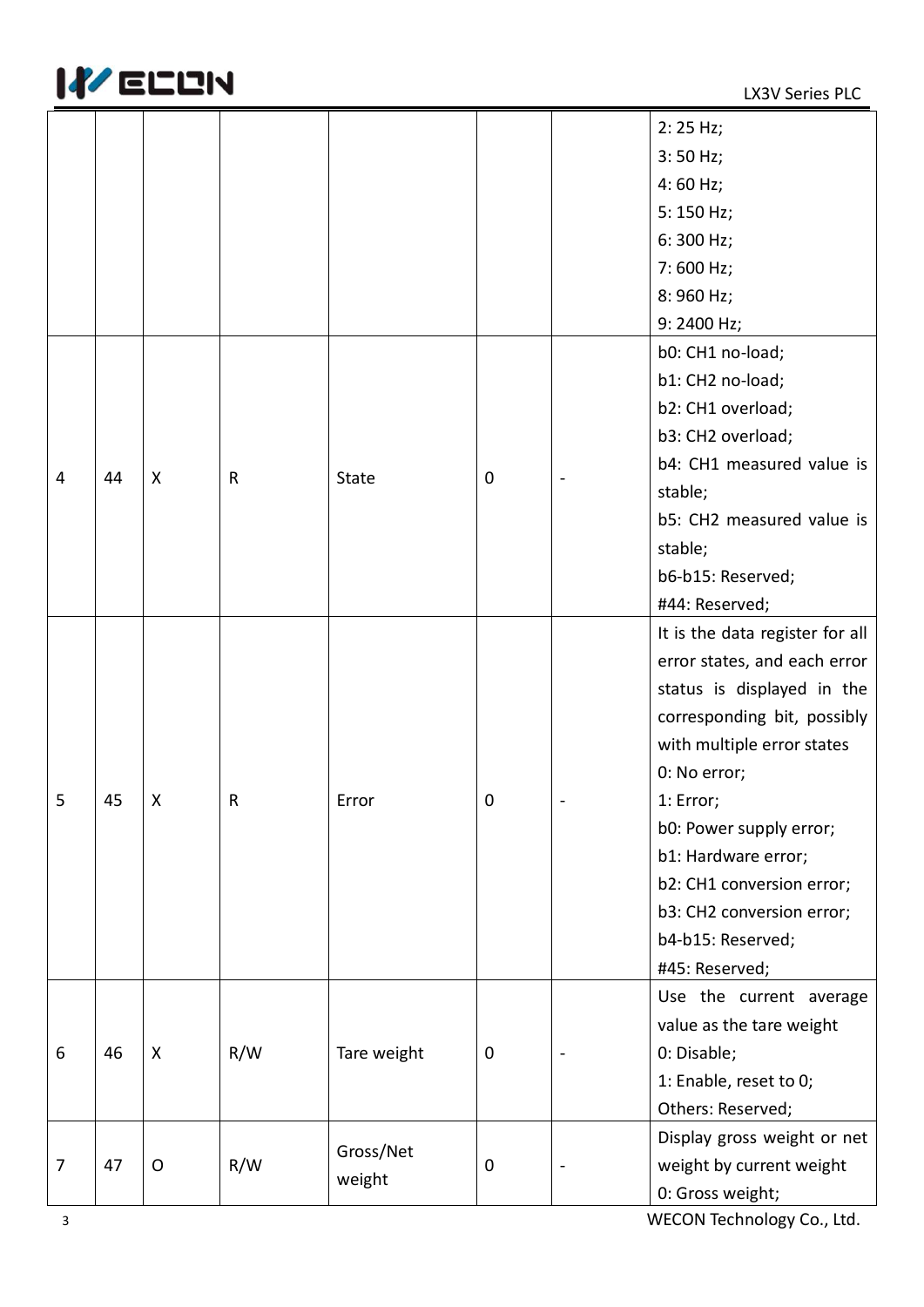| | | | | | | | |
|---|---|---|---|---|---|---|---|
| | | | | | | | 2: 25 Hz;<br>3: 50 Hz;<br>4: 60 Hz;<br>5: 150 Hz;<br>6: 300 Hz;<br>7: 600 Hz;<br>8: 960 Hz;<br>9: 2400 Hz; |
| 4 | 44 | X | R | State | 0 | - | b0: CH1 no-load;<br>b1: CH2 no-load;<br>b2: CH1 overload;<br>b3: CH2 overload;<br>b4: CH1 measured value is stable;<br>b5: CH2 measured value is stable;<br>b6-b15: Reserved;<br>#44: Reserved; |
| 5 | 45 | X | R | Error | 0 | - | It is the data register for all error states, and each error status is displayed in the corresponding bit, possibly with multiple error states<br>0: No error;<br>1: Error;<br>b0: Power supply error;<br>b1: Hardware error;<br>b2: CH1 conversion error;<br>b3: CH2 conversion error;<br>b4-b15: Reserved;<br>#45: Reserved; |
| 6 | 46 | X | R/W | Tare weight | 0 | - | Use the current average value as the tare weight<br>0: Disable;<br>1: Enable, reset to 0;<br>Others: Reserved; |
| 7 | 47 | O | R/W | Gross/Net weight | 0 | - | Display gross weight or net weight by current weight<br>0: Gross weight; |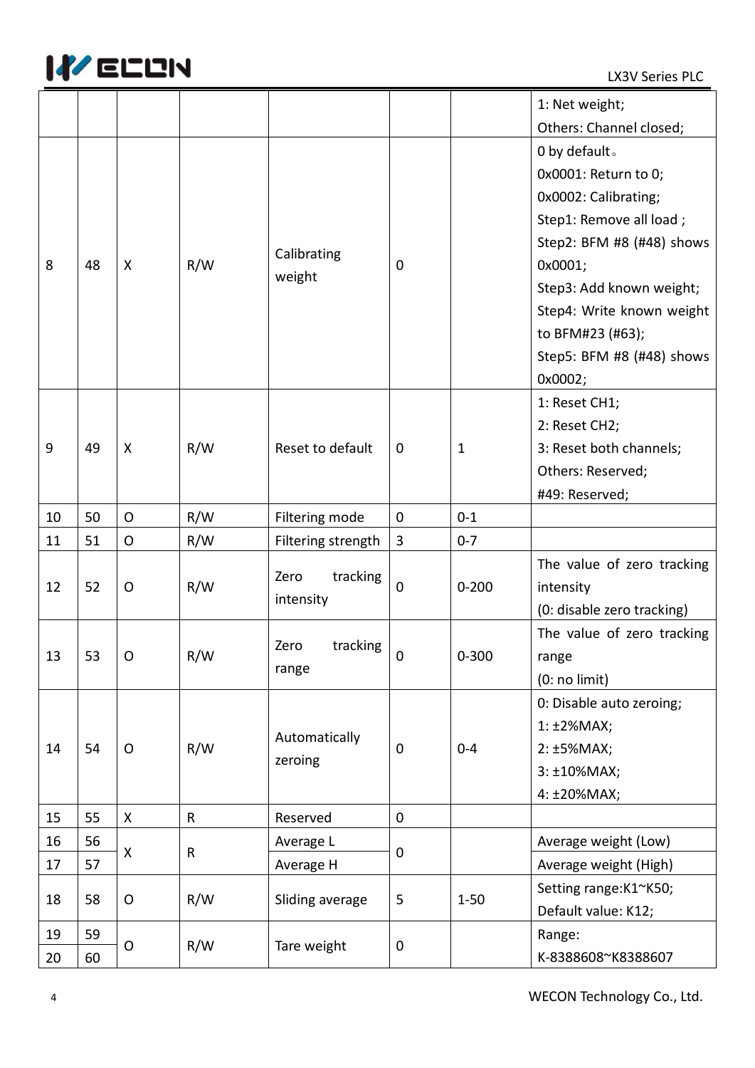| | | | | | | | 1: Net weight;<br>Others: Channel closed; |
|---|---|---|---|---|---|---|---|
| 8 | 48 | X | R/W | Calibrating weight | 0 | | 0 by default。<br>0x0001: Return to 0;<br>0x0002: Calibrating;<br>Step1: Remove all load ;<br>Step2: BFM #8 (#48) shows 0x0001;<br>Step3: Add known weight;<br>Step4: Write known weight to BFM#23 (#63);<br>Step5: BFM #8 (#48) shows 0x0002; |
| 9 | 49 | X | R/W | Reset to default | 0 | 1 | 1: Reset CH1;<br>2: Reset CH2;<br>3: Reset both channels;<br>Others: Reserved;<br>#49: Reserved; |
| 10 | 50 | O | R/W | Filtering mode | 0 | 0-1 | |
| 11 | 51 | O | R/W | Filtering strength | 3 | 0-7 | |
| 12 | 52 | O | R/W | Zero tracking intensity | 0 | 0-200 | The value of zero tracking intensity<br>(0: disable zero tracking) |
| 13 | 53 | O | R/W | Zero tracking range | 0 | 0-300 | The value of zero tracking range<br>(0: no limit) |
| 14 | 54 | O | R/W | Automatically zeroing | 0 | 0-4 | 0: Disable auto zeroing;<br>1: ±2%MAX;<br>2: ±5%MAX;<br>3: ±10%MAX;<br>4: ±20%MAX; |
| 15 | 55 | X | R | Reserved | 0 | | |
| 16 | 56 | X | R | Average L | 0 | | Average weight (Low) |
| 17 | 57 | | | Average H | | | Average weight (High) |
| 18 | 58 | O | R/W | Sliding average | 5 | 1-50 | Setting range:K1~K50;<br>Default value: K12; |
| 19 | 59 | O | R/W | Tare weight | 0 | | Range:<br>K-8388608~K8388607 |
| 20 | 60 | | | | | | |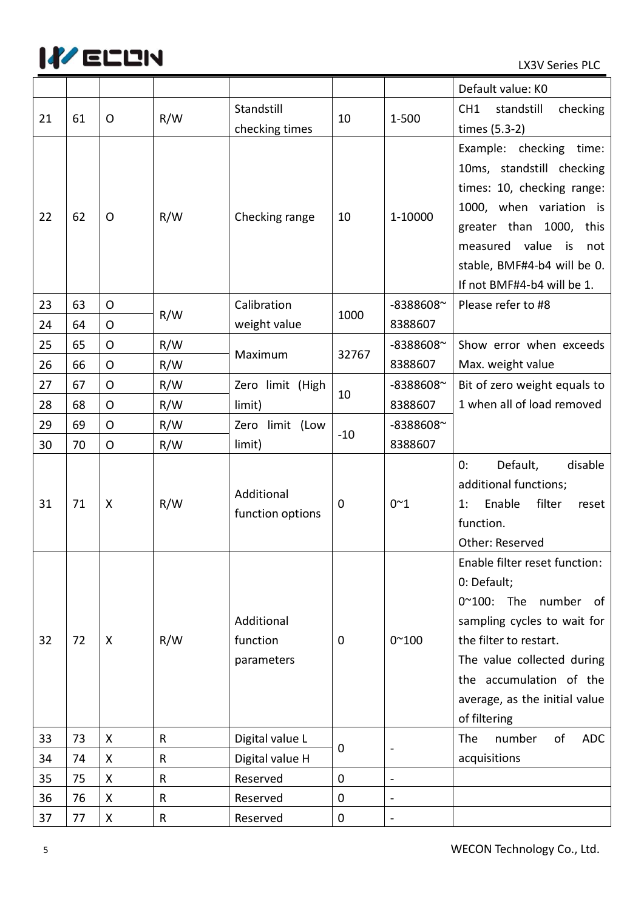| | | | | | | | Default value: K0 |
|---|---|---|---|---|---|---|---|
| 21 | 61 | O | R/W | Standstill checking times | 10 | 1-500 | CH1 standstill checking times (5.3-2) |
| 22 | 62 | O | R/W | Checking range | 10 | 1-10000 | Example: checking time: 10ms, standstill checking times: 10, checking range: 1000, when variation is greater than 1000, this measured value is not stable, BMF#4-b4 will be 0. If not BMF#4-b4 will be 1. |
| 23 | 63 | O | R/W | Calibration weight value | 1000 | -8388608~8388607 | Please refer to #8 |
| 24 | 64 | O | | | | | |
| 25 | 65 | O | R/W | Maximum | 32767 | -8388608~8388607 | Show error when exceeds Max. weight value |
| 26 | 66 | O | R/W | | | | |
| 27 | 67 | O | R/W | Zero limit (High limit) | 10 | -8388608~8388607 | Bit of zero weight equals to 1 when all of load removed |
| 28 | 68 | O | R/W | | | | |
| 29 | 69 | O | R/W | Zero limit (Low limit) | -10 | -8388608~8388607 | |
| 30 | 70 | O | R/W | | | | |
| 31 | 71 | X | R/W | Additional function options | 0 | 0~1 | 0: Default, disable additional functions;<br>1: Enable filter reset function.<br>Other: Reserved |
| 32 | 72 | X | R/W | Additional function parameters | 0 | 0~100 | Enable filter reset function:<br>0: Default;<br>0~100: The number of sampling cycles to wait for the filter to restart.<br>The value collected during the accumulation of the average, as the initial value of filtering |
| 33 | 73 | X | R | Digital value L | 0 | - | The number of ADC acquisitions |
| 34 | 74 | X | R | Digital value H | | | |
| 35 | 75 | X | R | Reserved | 0 | - | |
| 36 | 76 | X | R | Reserved | 0 | - | |
| 37 | 77 | X | R | Reserved | 0 | - | |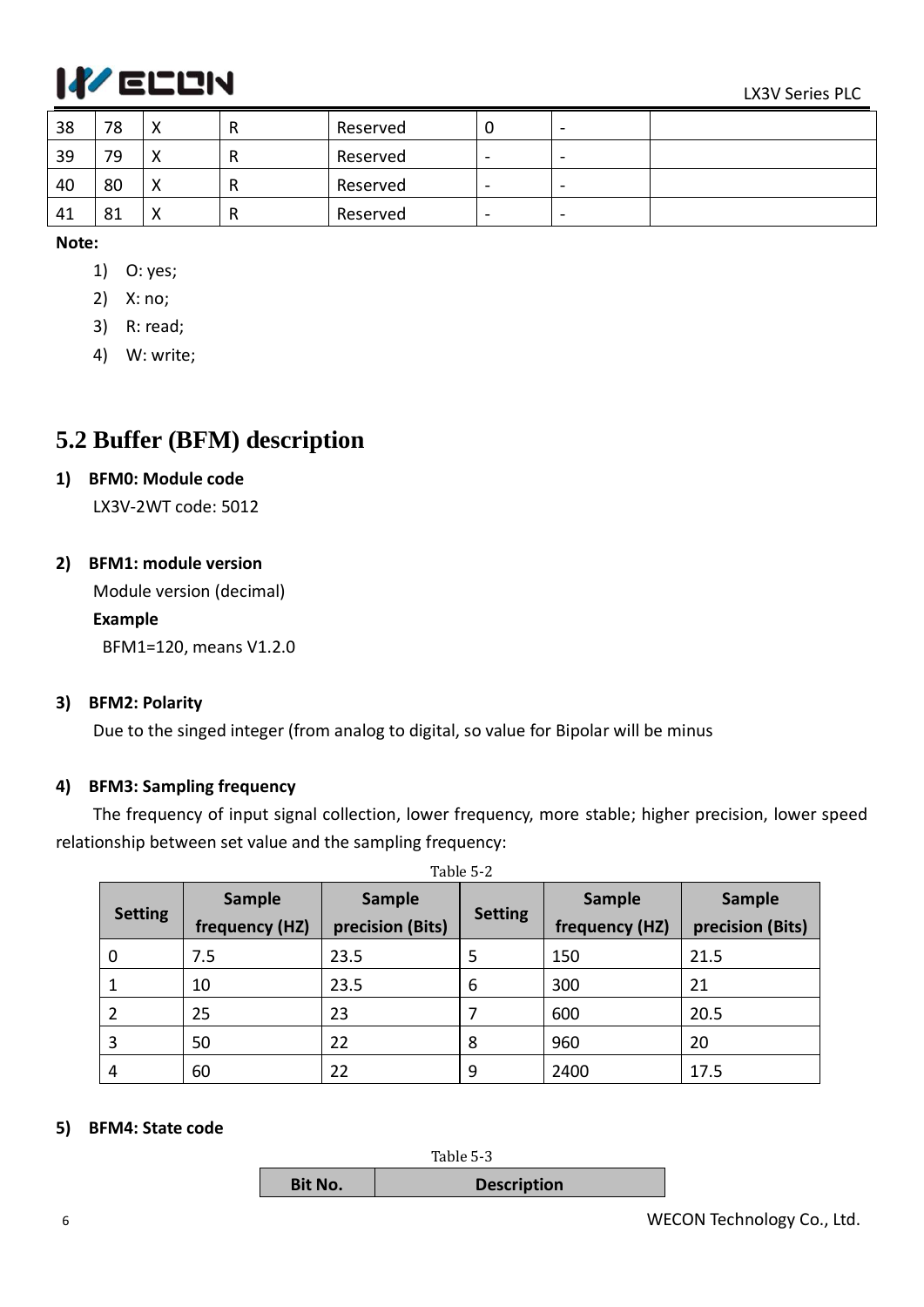| 38 | 78 | X | R | Reserved | 0 | - | |
|---|---|---|---|---|---|---|---|
| 39 | 79 | X | R | Reserved | - | - | |
| 40 | 80 | X | R | Reserved | - | - | |
| 41 | 81 | X | R | Reserved | - | - | |

**Note:**

1) O: yes;
2) X: no;
3) R: read;
4) W: write;

## 5.2 Buffer (BFM) description

**1) BFM0: Module code**

LX3V-2WT code: 5012

**2) BFM1: module version**

Module version (decimal)

**Example**

BFM1=120, means V1.2.0

**3) BFM2: Polarity**

Due to the singed integer (from analog to digital, so value for Bipolar will be minus

**4) BFM3: Sampling frequency**

The frequency of input signal collection, lower frequency, more stable; higher precision, lower speed relationship between set value and the sampling frequency:

Table 5-2

| Setting | Sample frequency (HZ) | Sample precision (Bits) | Setting | Sample frequency (HZ) | Sample precision (Bits) |
|---|---|---|---|---|---|
| 0 | 7.5 | 23.5 | 5 | 150 | 21.5 |
| 1 | 10 | 23.5 | 6 | 300 | 21 |
| 2 | 25 | 23 | 7 | 600 | 20.5 |
| 3 | 50 | 22 | 8 | 960 | 20 |
| 4 | 60 | 22 | 9 | 2400 | 17.5 |

**5) BFM4: State code**

Table 5-3

| Bit No. | Description |
|---|---|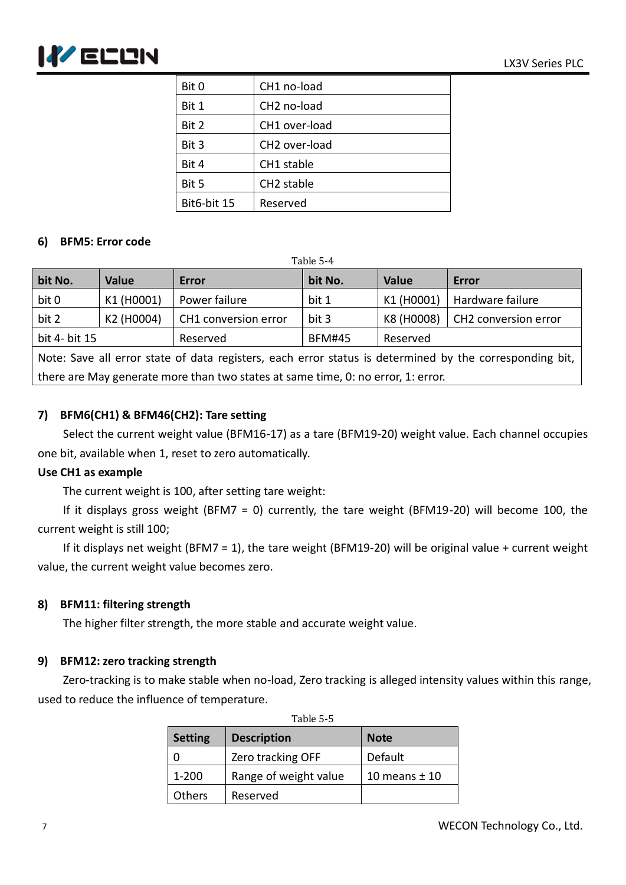| Bit 0 | CH1 no-load |
|---|---|
| Bit 1 | CH2 no-load |
| Bit 2 | CH1 over-load |
| Bit 3 | CH2 over-load |
| Bit 4 | CH1 stable |
| Bit 5 | CH2 stable |
| Bit6-bit 15 | Reserved |

#### 6) BFM5: Error code

Table 5-4

| bit No. | Value | Error | bit No. | Value | Error |
|---|---|---|---|---|---|
| bit 0 | K1 (H0001) | Power failure | bit 1 | K1 (H0001) | Hardware failure |
| bit 2 | K2 (H0004) | CH1 conversion error | bit 3 | K8 (H0008) | CH2 conversion error |
| bit 4- bit 15 | | Reserved | BFM#45 | Reserved | |
| Note: Save all error state of data registers, each error status is determined by the corresponding bit, there are May generate more than two states at same time, 0: no error, 1: error. | | | | | |

#### 7) BFM6(CH1) & BFM46(CH2): Tare setting

Select the current weight value (BFM16-17) as a tare (BFM19-20) weight value. Each channel occupies one bit, available when 1, reset to zero automatically.

**Use CH1 as example**

The current weight is 100, after setting tare weight:

If it displays gross weight (BFM7 = 0) currently, the tare weight (BFM19-20) will become 100, the current weight is still 100;

If it displays net weight (BFM7 = 1), the tare weight (BFM19-20) will be original value + current weight value, the current weight value becomes zero.

#### 8) BFM11: filtering strength

The higher filter strength, the more stable and accurate weight value.

#### 9) BFM12: zero tracking strength

Zero-tracking is to make stable when no-load, Zero tracking is alleged intensity values within this range, used to reduce the influence of temperature.

Table 5-5

| Setting | Description | Note |
|---|---|---|
| 0 | Zero tracking OFF | Default |
| 1-200 | Range of weight value | 10 means ± 10 |
| Others | Reserved | |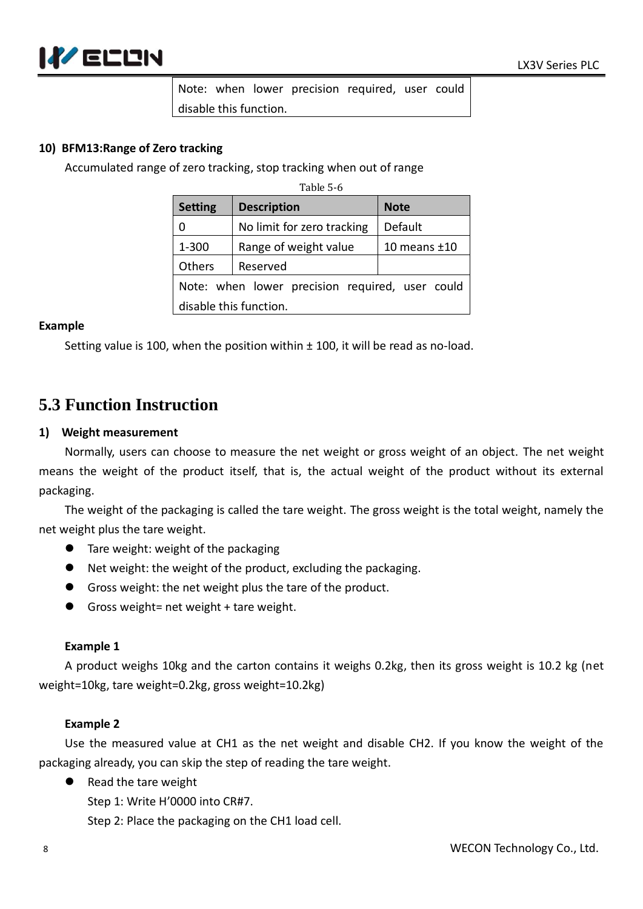| Note: when lower precision required, user could disable this function. |
|---|

**10) BFM13:Range of Zero tracking**

Accumulated range of zero tracking, stop tracking when out of range

Table 5-6

| Setting | Description | Note |
|---|---|---|
| 0 | No limit for zero tracking | Default |
| 1-300 | Range of weight value | 10 means ±10 |
| Others | Reserved | |
| Note: when lower precision required, user could disable this function. | | |

**Example**

Setting value is 100, when the position within ± 100, it will be read as no-load.

## 5.3 Function Instruction

**1) Weight measurement**

Normally, users can choose to measure the net weight or gross weight of an object. The net weight means the weight of the product itself, that is, the actual weight of the product without its external packaging.

The weight of the packaging is called the tare weight. The gross weight is the total weight, namely the net weight plus the tare weight.

- Tare weight: weight of the packaging
- Net weight: the weight of the product, excluding the packaging.
- Gross weight: the net weight plus the tare of the product.
- Gross weight= net weight + tare weight.

**Example 1**

A product weighs 10kg and the carton contains it weighs 0.2kg, then its gross weight is 10.2 kg (net weight=10kg, tare weight=0.2kg, gross weight=10.2kg)

**Example 2**

Use the measured value at CH1 as the net weight and disable CH2. If you know the weight of the packaging already, you can skip the step of reading the tare weight.

- Read the tare weight

  Step 1: Write H’0000 into CR#7.

  Step 2: Place the packaging on the CH1 load cell.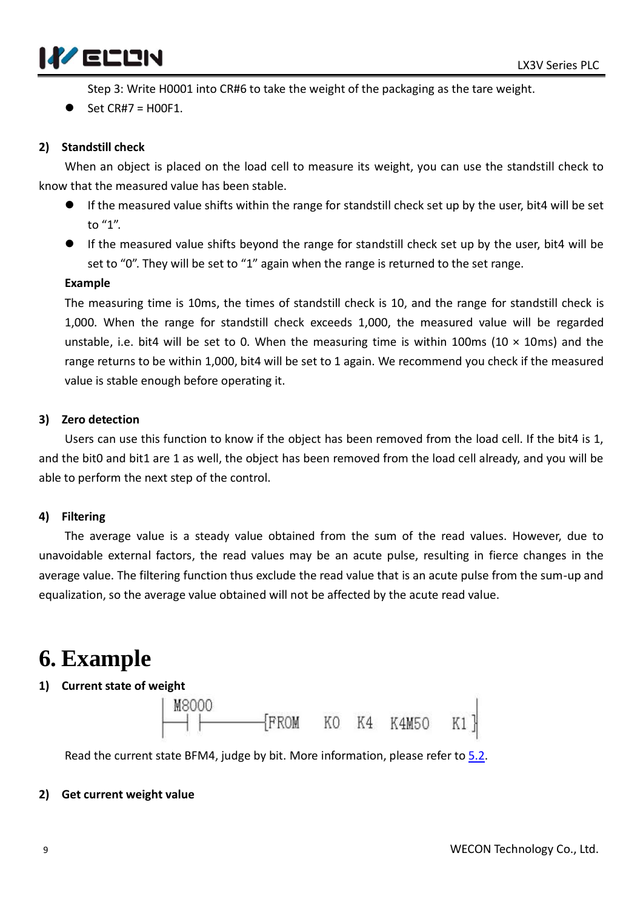Step 3: Write H0001 into CR#6 to take the weight of the packaging as the tare weight.

- Set CR#7 = H00F1.

**2) Standstill check**

When an object is placed on the load cell to measure its weight, you can use the standstill check to know that the measured value has been stable.

- If the measured value shifts within the range for standstill check set up by the user, bit4 will be set to “1”.
- If the measured value shifts beyond the range for standstill check set up by the user, bit4 will be set to “0”. They will be set to “1” again when the range is returned to the set range.

**Example**

The measuring time is 10ms, the times of standstill check is 10, and the range for standstill check is 1,000. When the range for standstill check exceeds 1,000, the measured value will be regarded unstable, i.e. bit4 will be set to 0. When the measuring time is within 100ms (10 × 10ms) and the range returns to be within 1,000, bit4 will be set to 1 again. We recommend you check if the measured value is stable enough before operating it.

**3) Zero detection**

Users can use this function to know if the object has been removed from the load cell. If the bit4 is 1, and the bit0 and bit1 are 1 as well, the object has been removed from the load cell already, and you will be able to perform the next step of the control.

**4) Filtering**

The average value is a steady value obtained from the sum of the read values. However, due to unavoidable external factors, the read values may be an acute pulse, resulting in fierce changes in the average value. The filtering function thus exclude the read value that is an acute pulse from the sum-up and equalization, so the average value obtained will not be affected by the acute read value.

# 6. Example

**1) Current state of weight**

```
| M8000
|--| |----------[FROM   K0   K4   K4M50   K1]
```

Read the current state BFM4, judge by bit. More information, please refer to 5.2.

**2) Get current weight value**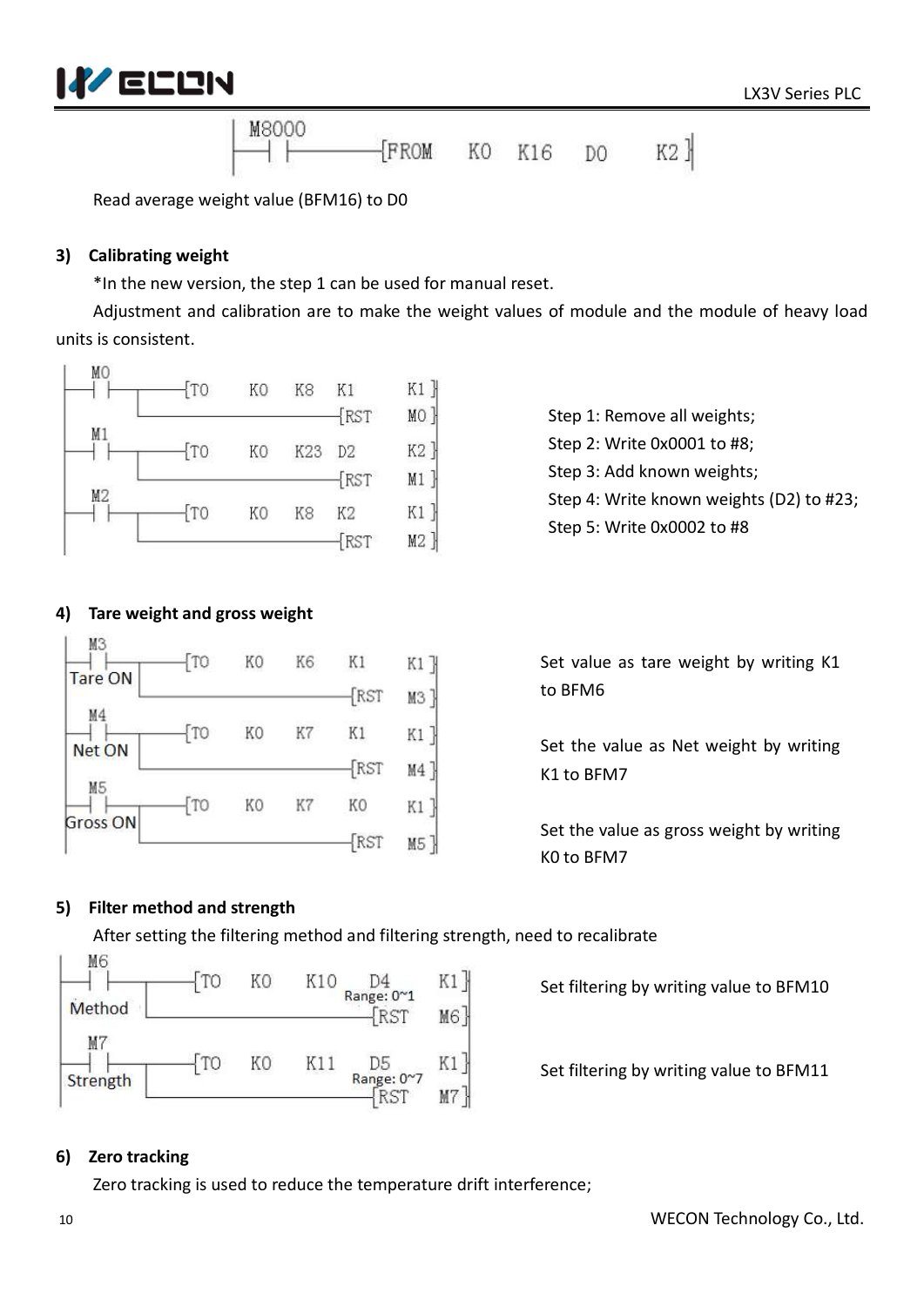```
M8000
--| |--------[FROM  K0  K16  D0  K2]
```

Read average weight value (BFM16) to D0

**3) Calibrating weight**

*In the new version, the step 1 can be used for manual reset.

Adjustment and calibration are to make the weight values of module and the module of heavy load units is consistent.

```
M0
--| |--------[TO   K0   K8   K1   K1]
        |----------------[RST  M0]
M1
--| |--------[TO   K0   K23  D2   K2]
        |----------------[RST  M1]
M2
--| |--------[TO   K0   K8   K2   K1]
        |----------------[RST  M2]
```

Step 1: Remove all weights;
Step 2: Write 0x0001 to #8;
Step 3: Add known weights;
Step 4: Write known weights (D2) to #23;
Step 5: Write 0x0002 to #8

**4) Tare weight and gross weight**

```
M3
--| |--------[TO   K0   K6   K1   K1]
Tare ON |----------------[RST  M3]
M4
--| |--------[TO   K0   K7   K1   K1]
Net ON  |----------------[RST  M4]
M5
--| |--------[TO   K0   K7   K0   K1]
Gross ON|----------------[RST  M5]
```

Set value as tare weight by writing K1 to BFM6

Set the value as Net weight by writing K1 to BFM7

Set the value as gross weight by writing K0 to BFM7

**5) Filter method and strength**

After setting the filtering method and filtering strength, need to recalibrate

```
M6
--| |--------[TO   K0   K10  D4   K1]
Method  |          Range: 0~1
        |----------------[RST  M6]
M7
--| |--------[TO   K0   K11  D5   K1]
Strength|          Range: 0~7
        |----------------[RST  M7]
```

Set filtering by writing value to BFM10

Set filtering by writing value to BFM11

**6) Zero tracking**

Zero tracking is used to reduce the temperature drift interference;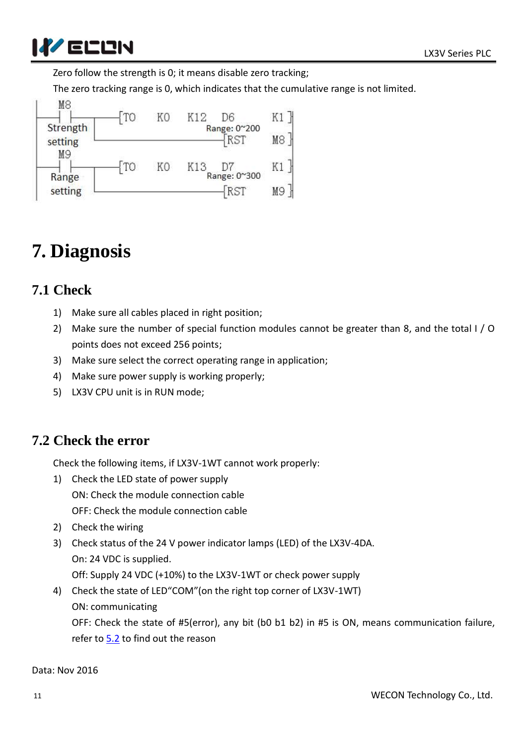Zero follow the strength is 0; it means disable zero tracking;

The zero tracking range is 0, which indicates that the cumulative range is not limited.

```
 M8
--| |------[TO    K0    K12   D6         K1 ]
Strength   |                 Range: 0~200
setting    |-----------------------[RST   M8 ]
 M9
--| |------[TO    K0    K13   D7         K1 ]
Range      |                 Range: 0~300
setting    |-----------------------[RST   M9 ]
```

# 7. Diagnosis

## 7.1 Check

1) Make sure all cables placed in right position;
2) Make sure the number of special function modules cannot be greater than 8, and the total I / O points does not exceed 256 points;
3) Make sure select the correct operating range in application;
4) Make sure power supply is working properly;
5) LX3V CPU unit is in RUN mode;

## 7.2 Check the error

Check the following items, if LX3V-1WT cannot work properly:

1) Check the LED state of power supply
   ON: Check the module connection cable
   OFF: Check the module connection cable
2) Check the wiring
3) Check status of the 24 V power indicator lamps (LED) of the LX3V-4DA.
   On: 24 VDC is supplied.
   Off: Supply 24 VDC (+10%) to the LX3V-1WT or check power supply
4) Check the state of LED“COM”(on the right top corner of LX3V-1WT)
   ON: communicating
   OFF: Check the state of #5(error), any bit (b0 b1 b2) in #5 is ON, means communication failure, refer to 5.2 to find out the reason

Data: Nov 2016